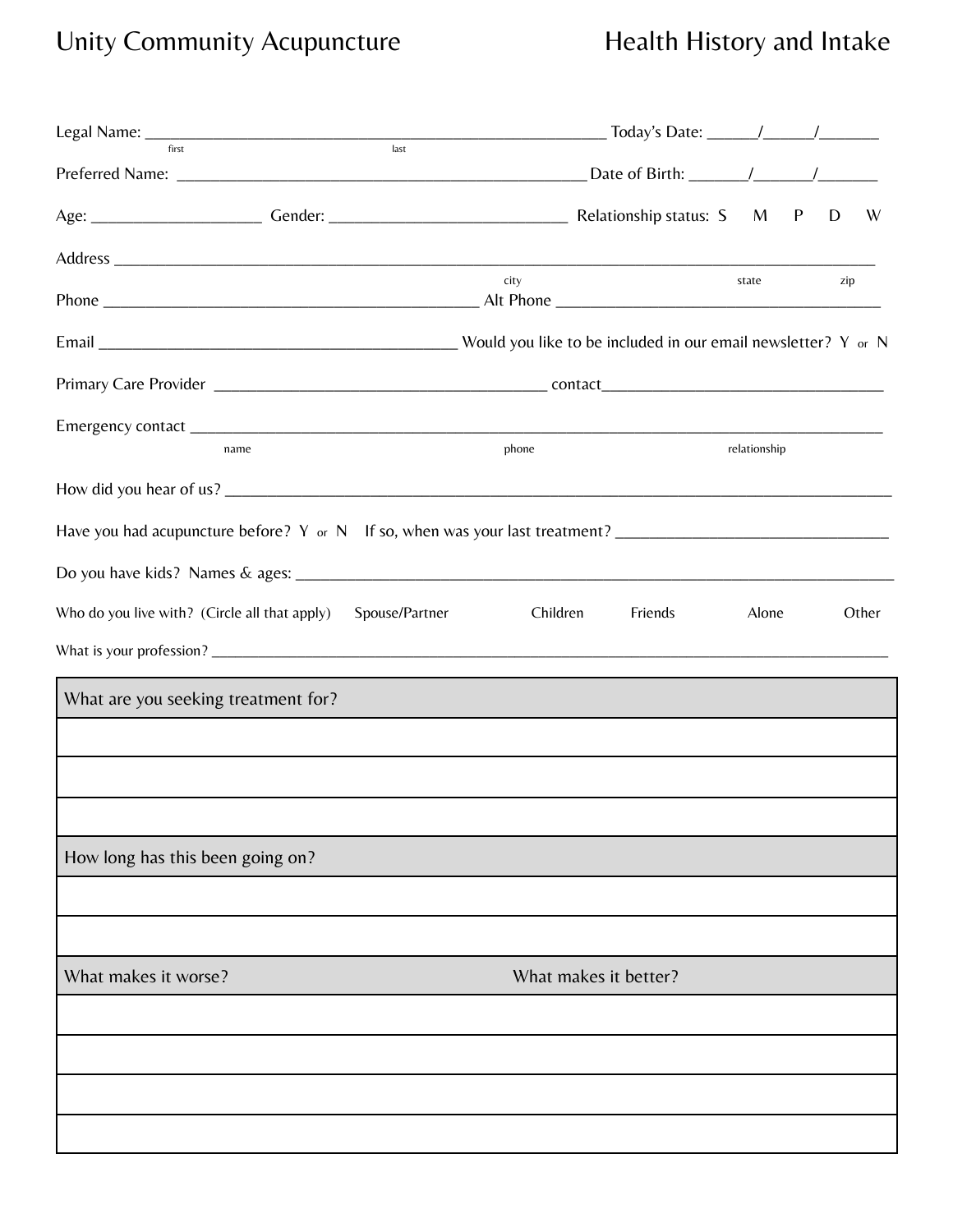# Unity Community Acupuncture

## Health History and Intake

Legal Name: ______________________________________________ Today's Date: _____/_____/______
first last

Preferred Name: ______________________________________________ Date of Birth: ______/______/______

Age: __________________ Gender: __________________________ Relationship status: S M P D W

Address ____________________________________________________________________________
city state zip

Phone ________________________________________ Alt Phone ____________________________________

Email ______________________________________ Would you like to be included in our email newsletter? Y or N

Primary Care Provider ____________________________________ contact________________________________

Emergency contact ____________________________________________________________________________
name phone relationship

How did you hear of us? ______________________________________________________________________

Have you had acupuncture before? Y or N If so, when was your last treatment? ___________________________

Do you have kids? Names & ages: _______________________________________________________________

Who do you live with? (Circle all that apply) Spouse/Partner Children Friends Alone Other

What is your profession? ______________________________________________________________________

| What are you seeking treatment for? |
|---|
| |
| |
| |

| How long has this been going on? |
|---|
| |
| |

| What makes it worse? | What makes it better? |
|---|---|
| | |
| | |
| | |
| | |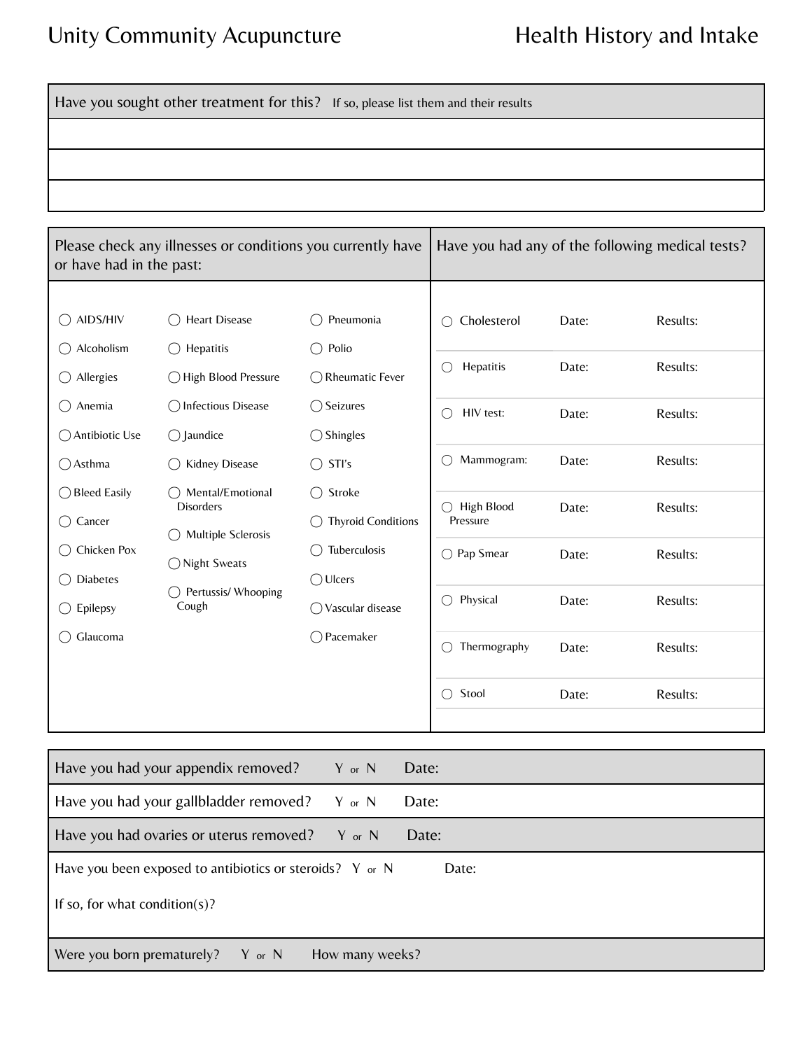# Unity Community Acupuncture — Health History and Intake

| Have you sought other treatment for this? If so, please list them and their results |
|---|
| |
| |
| |

**Please check any illnesses or conditions you currently have or have had in the past:**

| | | |
|---|---|---|
| ◯ AIDS/HIV | ◯ Heart Disease | ◯ Pneumonia |
| ◯ Alcoholism | ◯ Hepatitis | ◯ Polio |
| ◯ Allergies | ◯ High Blood Pressure | ◯ Rheumatic Fever |
| ◯ Anemia | ◯ Infectious Disease | ◯ Seizures |
| ◯ Antibiotic Use | ◯ Jaundice | ◯ Shingles |
| ◯ Asthma | ◯ Kidney Disease | ◯ STI's |
| ◯ Bleed Easily | ◯ Mental/Emotional Disorders | ◯ Stroke |
| ◯ Cancer | ◯ Multiple Sclerosis | ◯ Thyroid Conditions |
| ◯ Chicken Pox | ◯ Night Sweats | ◯ Tuberculosis |
| ◯ Diabetes | ◯ Pertussis/ Whooping Cough | ◯ Ulcers |
| ◯ Epilepsy | | ◯ Vascular disease |
| ◯ Glaucoma | | ◯ Pacemaker |

**Have you had any of the following medical tests?**

| Test | Date: | Results: |
|---|---|---|
| ◯ Cholesterol | | |
| ◯ Hepatitis | | |
| ◯ HIV test: | | |
| ◯ Mammogram: | | |
| ◯ High Blood Pressure | | |
| ◯ Pap Smear | | |
| ◯ Physical | | |
| ◯ Thermography | | |
| ◯ Stool | | |

| | | |
|---|---|---|
| Have you had your appendix removed? | Y or N | Date: |
| Have you had your gallbladder removed? | Y or N | Date: |
| Have you had ovaries or uterus removed? | Y or N | Date: |
| Have you been exposed to antibiotics or steroids? | Y or N | Date: |
| If so, for what condition(s)? | | |
| Were you born prematurely? | Y or N | How many weeks? |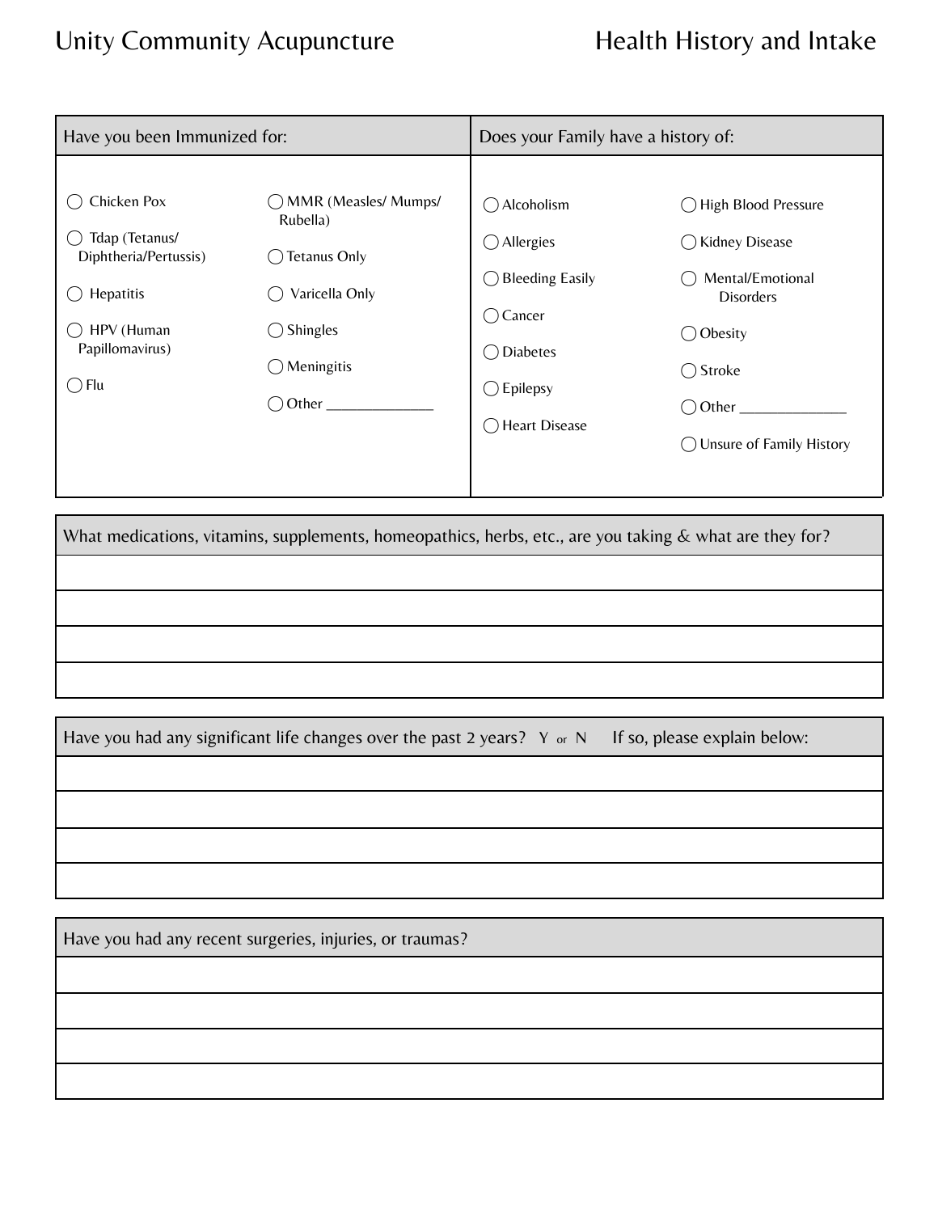# Unity Community Acupuncture — Health History and Intake

| Have you been Immunized for: | | Does your Family have a history of: | |
|---|---|---|---|
| ◯ Chicken Pox | ◯ MMR (Measles/ Mumps/ Rubella) | ◯ Alcoholism | ◯ High Blood Pressure |
| ◯ Tdap (Tetanus/ Diphtheria/Pertussis) | ◯ Tetanus Only | ◯ Allergies | ◯ Kidney Disease |
| ◯ Hepatitis | ◯ Varicella Only | ◯ Bleeding Easily | ◯ Mental/Emotional Disorders |
| ◯ HPV (Human Papillomavirus) | ◯ Shingles | ◯ Cancer | ◯ Obesity |
| ◯ Flu | ◯ Meningitis | ◯ Diabetes | ◯ Stroke |
| | ◯ Other _______________ | ◯ Epilepsy | ◯ Other _______________ |
| | | ◯ Heart Disease | ◯ Unsure of Family History |

| What medications, vitamins, supplements, homeopathics, herbs, etc., are you taking & what are they for? |
|---|
| |
| |
| |
| |

| Have you had any significant life changes over the past 2 years? Y or N If so, please explain below: |
|---|
| |
| |
| |
| |

| Have you had any recent surgeries, injuries, or traumas? |
|---|
| |
| |
| |
| |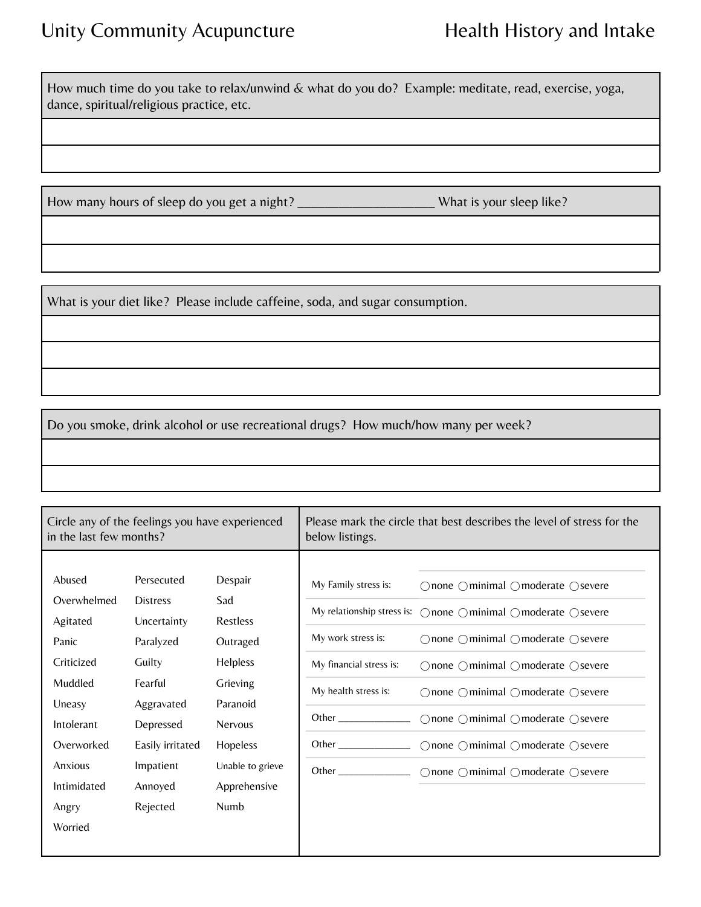# Unity Community Acupuncture — Health History and Intake

How much time do you take to relax/unwind & what do you do? Example: meditate, read, exercise, yoga, dance, spiritual/religious practice, etc.

How many hours of sleep do you get a night? ____________________ What is your sleep like?

What is your diet like? Please include caffeine, soda, and sugar consumption.

Do you smoke, drink alcohol or use recreational drugs? How much/how many per week?

**Circle any of the feelings you have experienced in the last few months?**

| | | |
|---|---|---|
| Abused | Persecuted | Despair |
| Overwhelmed | Distress | Sad |
| Agitated | Uncertainty | Restless |
| Panic | Paralyzed | Outraged |
| Criticized | Guilty | Helpless |
| Muddled | Fearful | Grieving |
| Uneasy | Aggravated | Paranoid |
| Intolerant | Depressed | Nervous |
| Overworked | Easily irritated | Hopeless |
| Anxious | Impatient | Unable to grieve |
| Intimidated | Annoyed | Apprehensive |
| Angry | Rejected | Numb |
| Worried | | |

**Please mark the circle that best describes the level of stress for the below listings.**

| | | | | |
|---|---|---|---|---|
| My Family stress is: | ○none | ○minimal | ○moderate | ○severe |
| My relationship stress is: | ○none | ○minimal | ○moderate | ○severe |
| My work stress is: | ○none | ○minimal | ○moderate | ○severe |
| My financial stress is: | ○none | ○minimal | ○moderate | ○severe |
| My health stress is: | ○none | ○minimal | ○moderate | ○severe |
| Other ______________ | ○none | ○minimal | ○moderate | ○severe |
| Other ______________ | ○none | ○minimal | ○moderate | ○severe |
| Other ______________ | ○none | ○minimal | ○moderate | ○severe |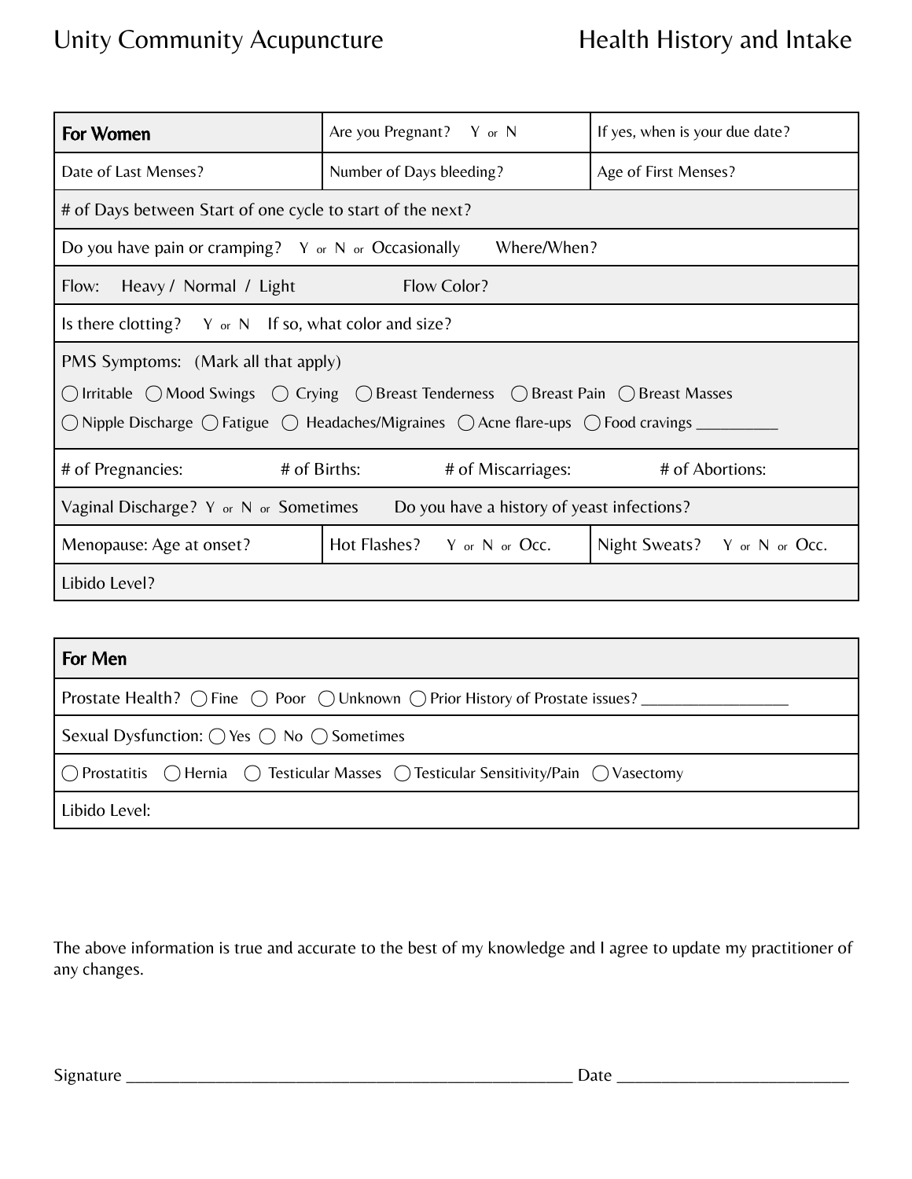Unity Community Acupuncture Health History and Intake

| **For Women** | Are you Pregnant? Y or N | If yes, when is your due date? |
|---|---|---|
| Date of Last Menses? | Number of Days bleeding? | Age of First Menses? |
| # of Days between Start of one cycle to start of the next? | | |
| Do you have pain or cramping? Y or N or Occasionally Where/When? | | |
| Flow: Heavy / Normal / Light Flow Color? | | |
| Is there clotting? Y or N If so, what color and size? | | |
| PMS Symptoms: (Mark all that apply) ◯ Irritable ◯ Mood Swings ◯ Crying ◯ Breast Tenderness ◯ Breast Pain ◯ Breast Masses ◯ Nipple Discharge ◯ Fatigue ◯ Headaches/Migraines ◯ Acne flare-ups ◯ Food cravings __________ | | |
| # of Pregnancies: # of Births: # of Miscarriages: # of Abortions: | | |
| Vaginal Discharge? Y or N or Sometimes Do you have a history of yeast infections? | | |
| Menopause: Age at onset? | Hot Flashes? Y or N or Occ. | Night Sweats? Y or N or Occ. |
| Libido Level? | | |

| **For Men** |
|---|
| Prostate Health? ◯ Fine ◯ Poor ◯ Unknown ◯ Prior History of Prostate issues? __________________ |
| Sexual Dysfunction: ◯ Yes ◯ No ◯ Sometimes |
| ◯ Prostatitis ◯ Hernia ◯ Testicular Masses ◯ Testicular Sensitivity/Pain ◯ Vasectomy |
| Libido Level: |

The above information is true and accurate to the best of my knowledge and I agree to update my practitioner of any changes.

Signature ____________________________________________________ Date __________________________